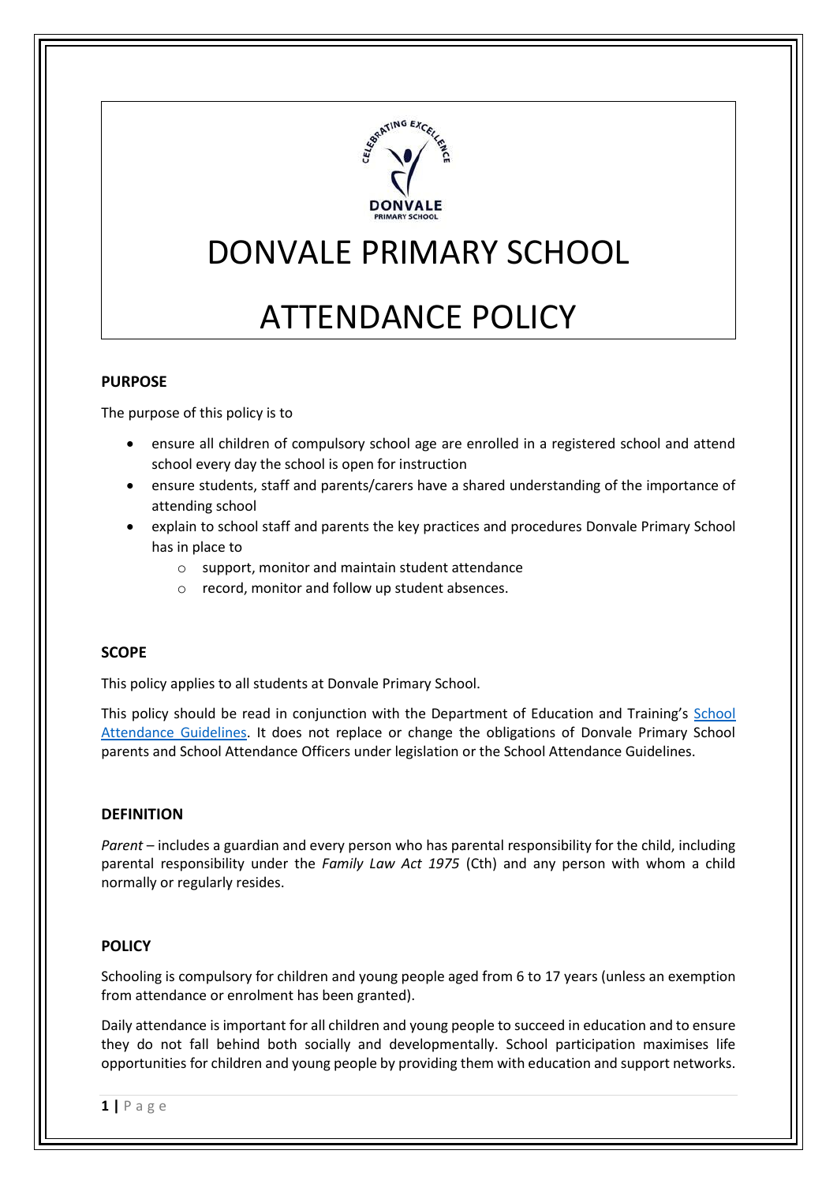# DONVALE PRIMARY SCHOOL

# ATTENDANCE POLICY

## PURPOSE

The purpose of this policy is to

- ensure all children of compulsory school age are enrolled in a registered school and attend school every day the school is open for instruction
- ensure students, staff and parents/carers have a shared understanding of the importance of attending school
- explain to school staff and parents the key practices and procedures Donvale Primary School has in place to
  - support, monitor and maintain student attendance
  - record, monitor and follow up student absences.

## SCOPE

This policy applies to all students at Donvale Primary School.

This policy should be read in conjunction with the Department of Education and Training's School Attendance Guidelines. It does not replace or change the obligations of Donvale Primary School parents and School Attendance Officers under legislation or the School Attendance Guidelines.

## DEFINITION

*Parent* – includes a guardian and every person who has parental responsibility for the child, including parental responsibility under the *Family Law Act 1975* (Cth) and any person with whom a child normally or regularly resides.

## POLICY

Schooling is compulsory for children and young people aged from 6 to 17 years (unless an exemption from attendance or enrolment has been granted).

Daily attendance is important for all children and young people to succeed in education and to ensure they do not fall behind both socially and developmentally. School participation maximises life opportunities for children and young people by providing them with education and support networks.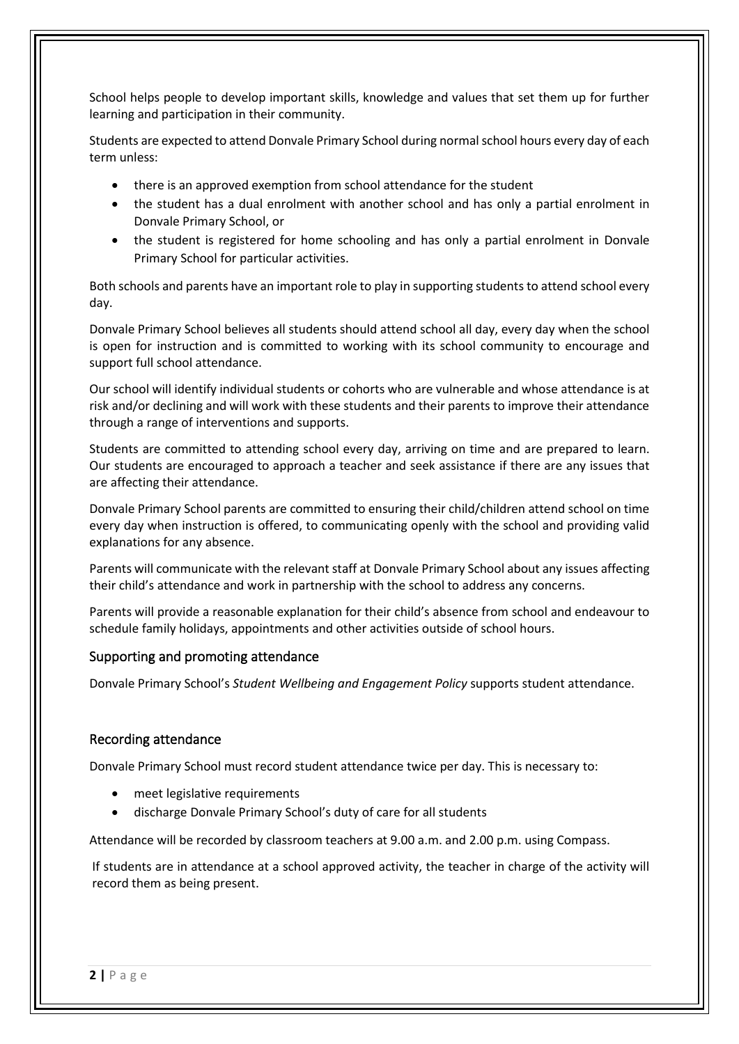School helps people to develop important skills, knowledge and values that set them up for further learning and participation in their community.

Students are expected to attend Donvale Primary School during normal school hours every day of each term unless:

- there is an approved exemption from school attendance for the student
- the student has a dual enrolment with another school and has only a partial enrolment in Donvale Primary School, or
- the student is registered for home schooling and has only a partial enrolment in Donvale Primary School for particular activities.

Both schools and parents have an important role to play in supporting students to attend school every day.

Donvale Primary School believes all students should attend school all day, every day when the school is open for instruction and is committed to working with its school community to encourage and support full school attendance.

Our school will identify individual students or cohorts who are vulnerable and whose attendance is at risk and/or declining and will work with these students and their parents to improve their attendance through a range of interventions and supports.

Students are committed to attending school every day, arriving on time and are prepared to learn. Our students are encouraged to approach a teacher and seek assistance if there are any issues that are affecting their attendance.

Donvale Primary School parents are committed to ensuring their child/children attend school on time every day when instruction is offered, to communicating openly with the school and providing valid explanations for any absence.

Parents will communicate with the relevant staff at Donvale Primary School about any issues affecting their child's attendance and work in partnership with the school to address any concerns.

Parents will provide a reasonable explanation for their child's absence from school and endeavour to schedule family holidays, appointments and other activities outside of school hours.

## Supporting and promoting attendance

Donvale Primary School's *Student Wellbeing and Engagement Policy* supports student attendance.

## Recording attendance

Donvale Primary School must record student attendance twice per day. This is necessary to:

- meet legislative requirements
- discharge Donvale Primary School's duty of care for all students

Attendance will be recorded by classroom teachers at 9.00 a.m. and 2.00 p.m. using Compass.

If students are in attendance at a school approved activity, the teacher in charge of the activity will record them as being present.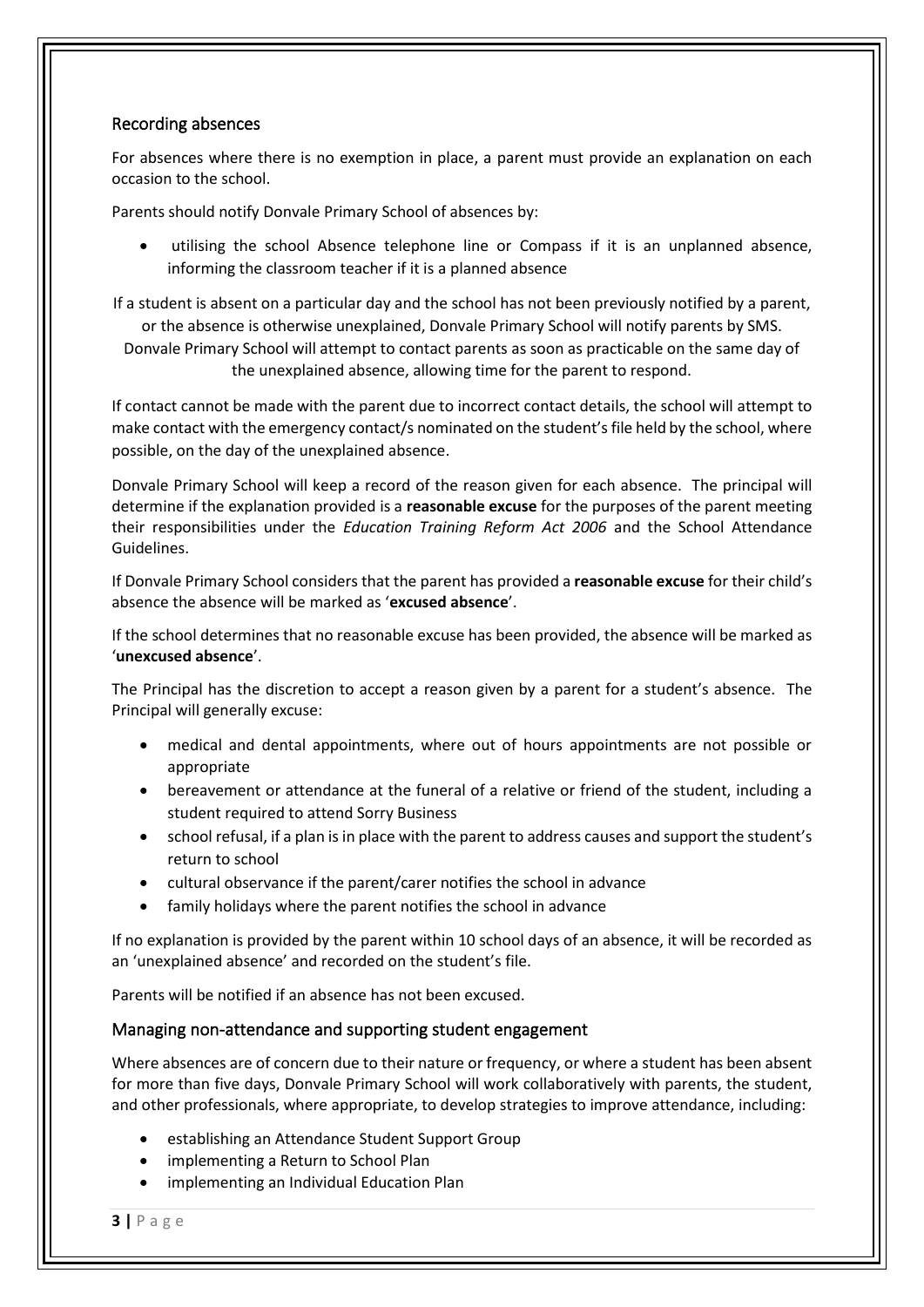## Recording absences

For absences where there is no exemption in place, a parent must provide an explanation on each occasion to the school.

Parents should notify Donvale Primary School of absences by:

- utilising the school Absence telephone line or Compass if it is an unplanned absence, informing the classroom teacher if it is a planned absence

If a student is absent on a particular day and the school has not been previously notified by a parent, or the absence is otherwise unexplained, Donvale Primary School will notify parents by SMS. Donvale Primary School will attempt to contact parents as soon as practicable on the same day of the unexplained absence, allowing time for the parent to respond.

If contact cannot be made with the parent due to incorrect contact details, the school will attempt to make contact with the emergency contact/s nominated on the student's file held by the school, where possible, on the day of the unexplained absence.

Donvale Primary School will keep a record of the reason given for each absence. The principal will determine if the explanation provided is a **reasonable excuse** for the purposes of the parent meeting their responsibilities under the *Education Training Reform Act 2006* and the School Attendance Guidelines.

If Donvale Primary School considers that the parent has provided a **reasonable excuse** for their child's absence the absence will be marked as '**excused absence**'.

If the school determines that no reasonable excuse has been provided, the absence will be marked as '**unexcused absence**'.

The Principal has the discretion to accept a reason given by a parent for a student's absence. The Principal will generally excuse:

- medical and dental appointments, where out of hours appointments are not possible or appropriate
- bereavement or attendance at the funeral of a relative or friend of the student, including a student required to attend Sorry Business
- school refusal, if a plan is in place with the parent to address causes and support the student's return to school
- cultural observance if the parent/carer notifies the school in advance
- family holidays where the parent notifies the school in advance

If no explanation is provided by the parent within 10 school days of an absence, it will be recorded as an 'unexplained absence' and recorded on the student's file.

Parents will be notified if an absence has not been excused.

## Managing non-attendance and supporting student engagement

Where absences are of concern due to their nature or frequency, or where a student has been absent for more than five days, Donvale Primary School will work collaboratively with parents, the student, and other professionals, where appropriate, to develop strategies to improve attendance, including:

- establishing an Attendance Student Support Group
- implementing a Return to School Plan
- implementing an Individual Education Plan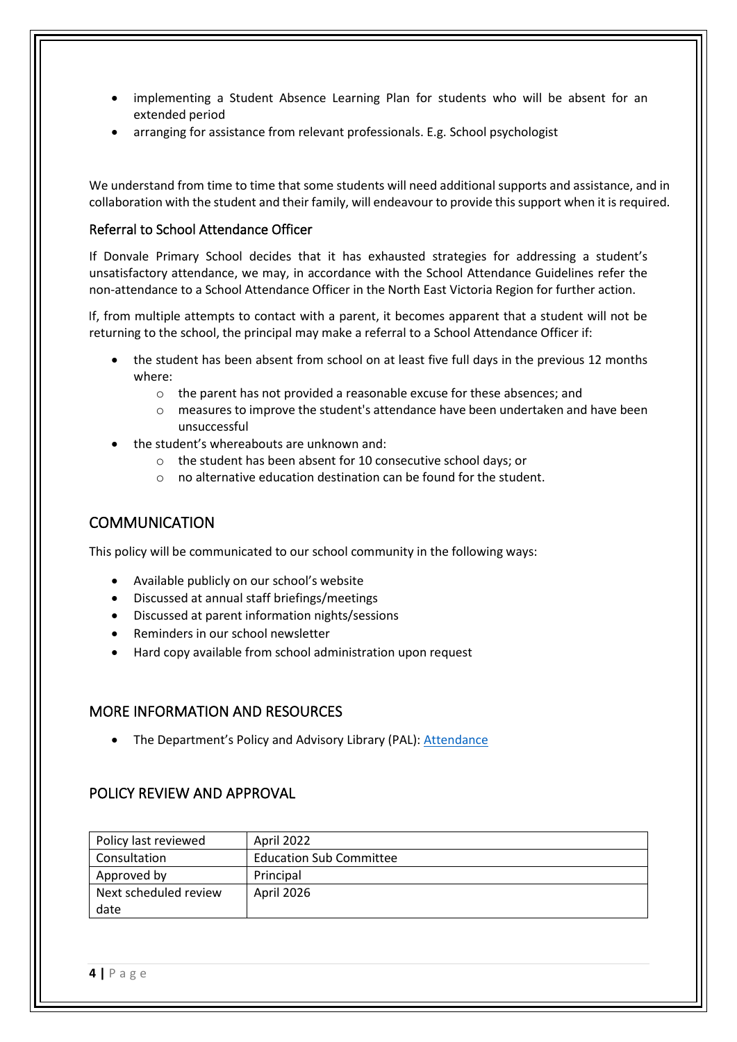- implementing a Student Absence Learning Plan for students who will be absent for an extended period
- arranging for assistance from relevant professionals. E.g. School psychologist

We understand from time to time that some students will need additional supports and assistance, and in collaboration with the student and their family, will endeavour to provide this support when it is required.

### Referral to School Attendance Officer

If Donvale Primary School decides that it has exhausted strategies for addressing a student's unsatisfactory attendance, we may, in accordance with the School Attendance Guidelines refer the non-attendance to a School Attendance Officer in the North East Victoria Region for further action.

If, from multiple attempts to contact with a parent, it becomes apparent that a student will not be returning to the school, the principal may make a referral to a School Attendance Officer if:

- the student has been absent from school on at least five full days in the previous 12 months where:
  - the parent has not provided a reasonable excuse for these absences; and
  - measures to improve the student's attendance have been undertaken and have been unsuccessful
- the student's whereabouts are unknown and:
  - the student has been absent for 10 consecutive school days; or
  - no alternative education destination can be found for the student.

## COMMUNICATION

This policy will be communicated to our school community in the following ways:

- Available publicly on our school's website
- Discussed at annual staff briefings/meetings
- Discussed at parent information nights/sessions
- Reminders in our school newsletter
- Hard copy available from school administration upon request

## MORE INFORMATION AND RESOURCES

- The Department's Policy and Advisory Library (PAL): [Attendance](#)

## POLICY REVIEW AND APPROVAL

| Policy last reviewed | April 2022 |
|---|---|
| Consultation | Education Sub Committee |
| Approved by | Principal |
| Next scheduled review date | April 2026 |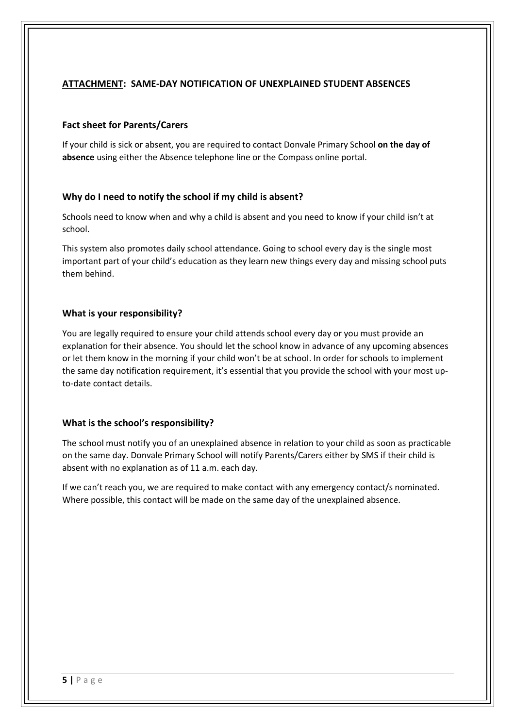## <u>ATTACHMENT</u>: SAME-DAY NOTIFICATION OF UNEXPLAINED STUDENT ABSENCES

### Fact sheet for Parents/Carers

If your child is sick or absent, you are required to contact Donvale Primary School **on the day of absence** using either the Absence telephone line or the Compass online portal.

### Why do I need to notify the school if my child is absent?

Schools need to know when and why a child is absent and you need to know if your child isn't at school.

This system also promotes daily school attendance. Going to school every day is the single most important part of your child's education as they learn new things every day and missing school puts them behind.

### What is your responsibility?

You are legally required to ensure your child attends school every day or you must provide an explanation for their absence. You should let the school know in advance of any upcoming absences or let them know in the morning if your child won't be at school. In order for schools to implement the same day notification requirement, it's essential that you provide the school with your most up-to-date contact details.

### What is the school's responsibility?

The school must notify you of an unexplained absence in relation to your child as soon as practicable on the same day. Donvale Primary School will notify Parents/Carers either by SMS if their child is absent with no explanation as of 11 a.m. each day.

If we can't reach you, we are required to make contact with any emergency contact/s nominated. Where possible, this contact will be made on the same day of the unexplained absence.